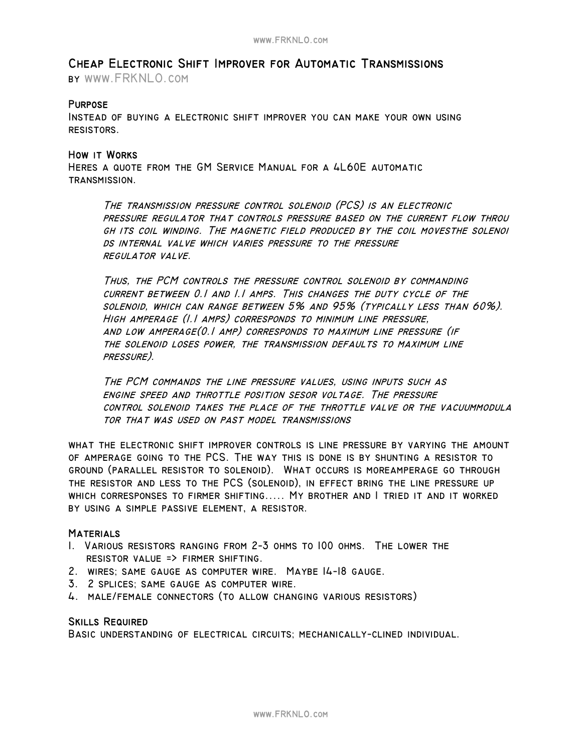# Cheap Electronic Shift Improver for Automatic Transmissions

by www.FRKNLO.com

## Purpose

Instead of buying a electronic shift improver you can make your own using resistors.

## How it Works

Heres a quote from the GM Service Manual for a 4L60E automatic transmission.

> *The transmission pressure control solenoid (PCS) is an electronic pressure regulator that controls pressure based on the current flow throu gh its coil winding. The magnetic field produced by the coil movesthe solenoi ds internal valve which varies pressure to the pressure regulator valve.*
>
> *Thus, the PCM controls the pressure control solenoid by commanding current between 0.1 and 1.1 amps. This changes the duty cycle of the solenoid, which can range between 5% and 95% (typically less than 60%). High amperage (1.1 amps) corresponds to minimum line pressure, and low amperage(0.1 amp) corresponds to maximum line pressure (if the solenoid loses power, the transmission defaults to maximum line pressure).*
>
> *The PCM commands the line pressure values, using inputs such as engine speed and throttle position sesor voltage. The pressure control solenoid takes the place of the throttle valve or the vacuummodula tor that was used on past model transmissions*

what the electronic shift improver controls is line pressure by varying the amount of amperage going to the PCS. The way this is done is by shunting a resistor to ground (parallel resistor to solenoid). What occurs is moreamperage go through the resistor and less to the PCS (solenoid), in effect bring the line pressure up which corresponses to firmer shifting..... My brother and I tried it and it worked by using a simple passive element, a resistor.

## Materials

1. Various resistors ranging from 2-3 ohms to 100 ohms. The lower the resistor value => firmer shifting.
2. wires; same gauge as computer wire. Maybe 14-18 gauge.
3. 2 splices; same gauge as computer wire.
4. male/female connectors (to allow changing various resistors)

## Skills Required

Basic understanding of electrical circuits; mechanically-clined individual.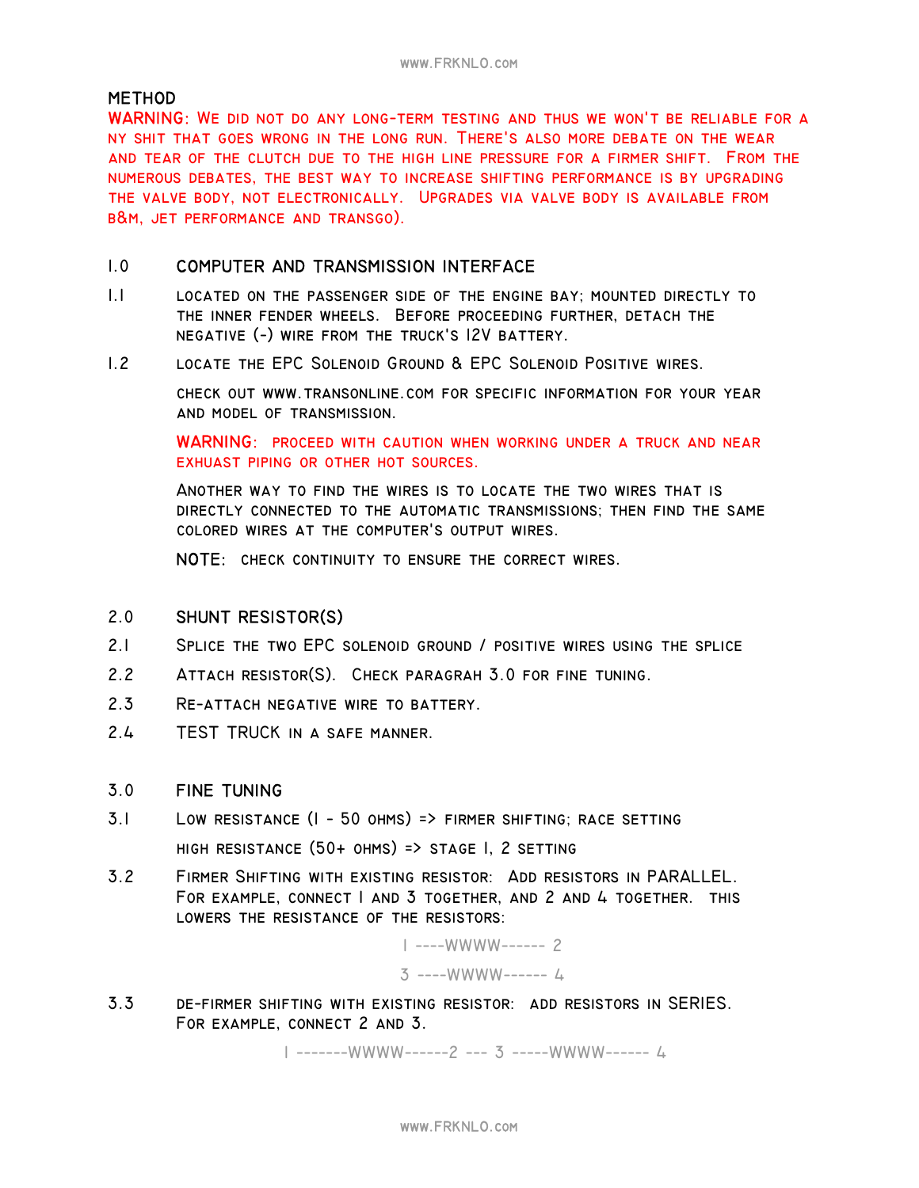## METHOD

**WARNING**: We did not do any long-term testing and thus we won't be reliable for a ny shit that goes wrong in the long run. There's also more debate on the wear and tear of the clutch due to the high line pressure for a firmer shift. From the numerous debates, the best way to increase shifting performance is by upgrading the valve body, not electronically. Upgrades via valve body is available from B&M, Jet Performance and Transgo).

## 1.0 COMPUTER AND TRANSMISSION INTERFACE

1.1 Located on the passenger side of the engine bay; mounted directly to the inner fender wheels. Before proceeding further, detach the negative (-) wire from the truck's 12V battery.

1.2 Locate the EPC Solenoid Ground & EPC Solenoid Positive wires.

Check out www.transonline.com for specific information for your year and model of transmission.

**WARNING**: Proceed with caution when working under a truck and near exhaust piping or other hot sources.

Another way to find the wires is to locate the two wires that is directly connected to the automatic transmissions; then find the same colored wires at the computer's output wires.

**NOTE**: Check continuity to ensure the correct wires.

## 2.0 SHUNT RESISTOR(S)

2.1 Splice the two EPC solenoid ground / positive wires using the splice

2.2 Attach resistor(s). Check paragraph 3.0 for fine tuning.

2.3 Re-attach negative wire to battery.

2.4 TEST TRUCK in a safe manner.

## 3.0 FINE TUNING

3.1 Low resistance (1 - 50 ohms) => firmer shifting; race setting

High resistance (50+ ohms) => stage 1, 2 setting

3.2 Firmer Shifting with existing resistor: Add resistors in PARALLEL. For example, connect 1 and 3 together, and 2 and 4 together. This lowers the resistance of the resistors:

```
1 ----WWWW------ 2
3 ----WWWW------ 4
```

3.3 De-firmer shifting with existing resistor: Add resistors in SERIES. For example, connect 2 and 3.

```
1 -------WWWW------2 --- 3 -----WWWW------ 4
```